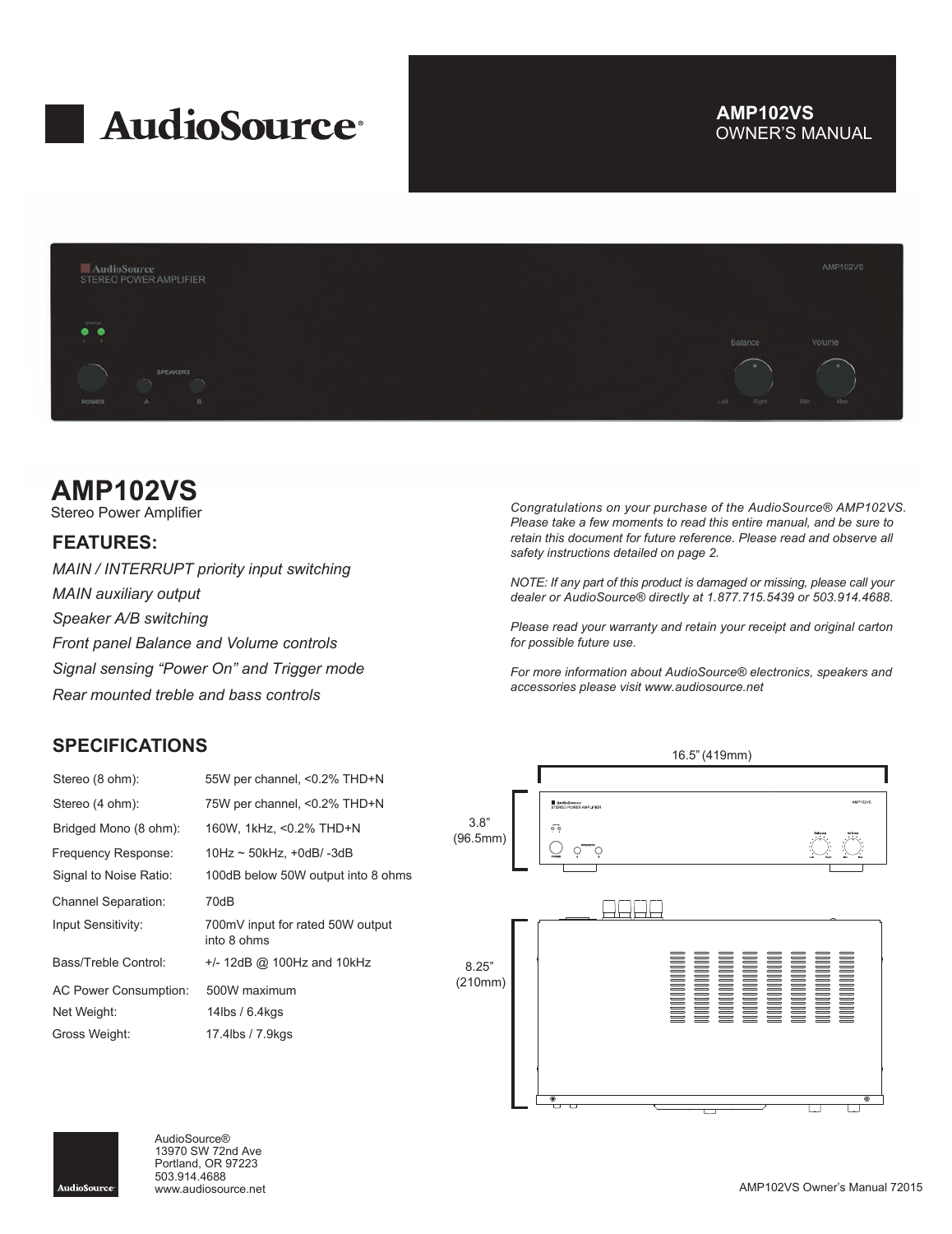# AudioSource®

**AMP102VS**
OWNER'S MANUAL

# AMP102VS

Stereo Power Amplifier

## FEATURES:

*MAIN / INTERRUPT priority input switching*

*MAIN auxiliary output*

*Speaker A/B switching*

*Front panel Balance and Volume controls*

*Signal sensing "Power On" and Trigger mode*

*Rear mounted treble and bass controls*

*Congratulations on your purchase of the AudioSource® AMP102VS. Please take a few moments to read this entire manual, and be sure to retain this document for future reference. Please read and observe all safety instructions detailed on page 2.*

*NOTE: If any part of this product is damaged or missing, please call your dealer or AudioSource® directly at 1.877.715.5439 or 503.914.4688.*

*Please read your warranty and retain your receipt and original carton for possible future use.*

*For more information about AudioSource® electronics, speakers and accessories please visit www.audiosource.net*

## SPECIFICATIONS

| | |
|---|---|
| Stereo (8 ohm): | 55W per channel, <0.2% THD+N |
| Stereo (4 ohm): | 75W per channel, <0.2% THD+N |
| Bridged Mono (8 ohm): | 160W, 1kHz, <0.2% THD+N |
| Frequency Response: | 10Hz ~ 50kHz, +0dB/ -3dB |
| Signal to Noise Ratio: | 100dB below 50W output into 8 ohms |
| Channel Separation: | 70dB |
| Input Sensitivity: | 700mV input for rated 50W output into 8 ohms |
| Bass/Treble Control: | +/- 12dB @ 100Hz and 10kHz |
| AC Power Consumption: | 500W maximum |
| Net Weight: | 14lbs / 6.4kgs |
| Gross Weight: | 17.4lbs / 7.9kgs |

16.5" (419mm)

3.8" (96.5mm)

8.25" (210mm)

AudioSource®
13970 SW 72nd Ave
Portland, OR 97223
503.914.4688
www.audiosource.net

AMP102VS Owner's Manual 72015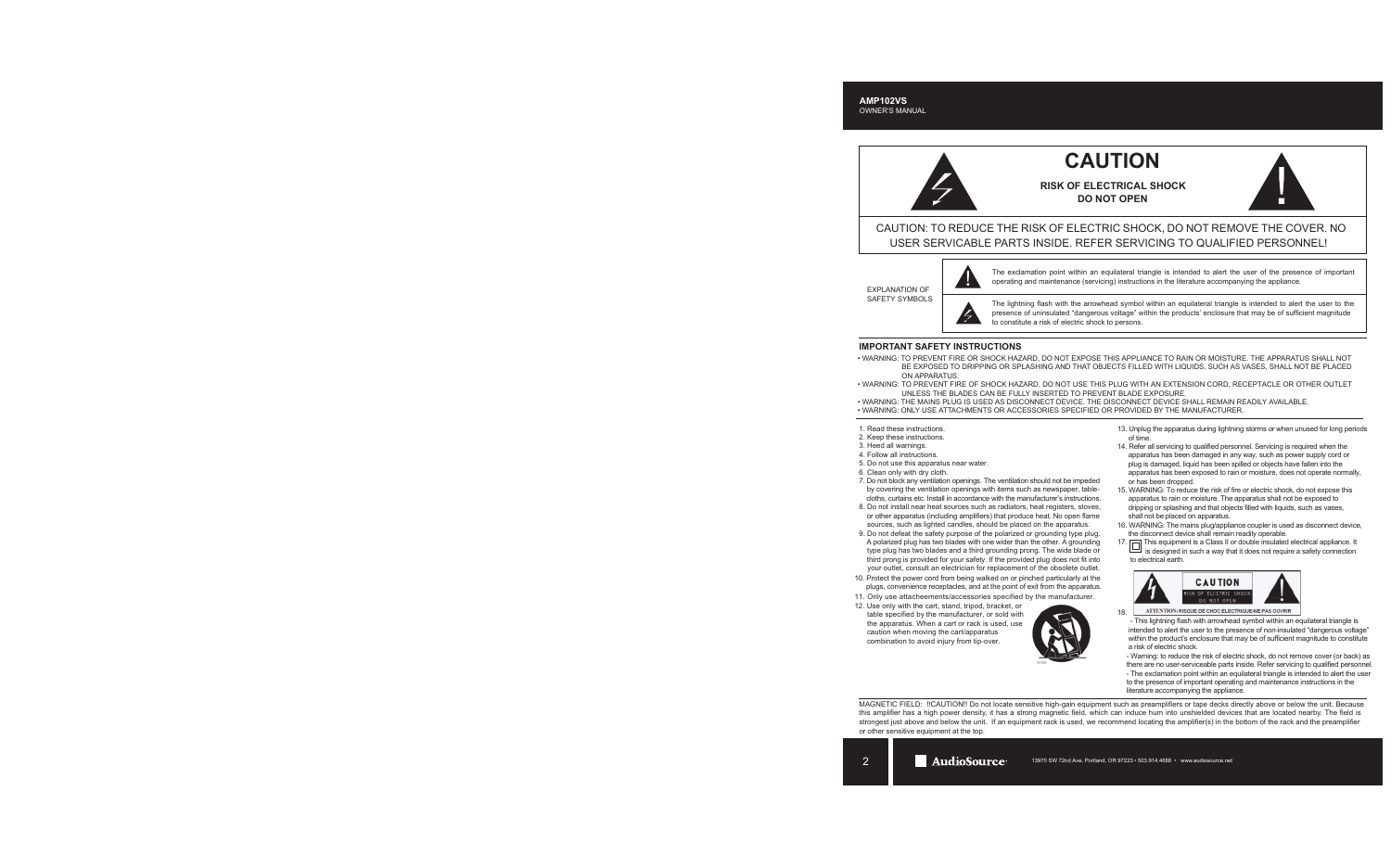# CAUTION

**RISK OF ELECTRICAL SHOCK**
**DO NOT OPEN**

CAUTION: TO REDUCE THE RISK OF ELECTRIC SHOCK, DO NOT REMOVE THE COVER. NO USER SERVICABLE PARTS INSIDE. REFER SERVICING TO QUALIFIED PERSONNEL!

EXPLANATION OF SAFETY SYMBOLS

The exclamation point within an equilateral triangle is intended to alert the user of the presence of important operating and maintenance (servicing) instructions in the literature accompanying the appliance.

The lightning flash with the arrowhead symbol within an equilateral triangle is intended to alert the user to the presence of uninsulated "dangerous voltage" within the products' enclosure that may be of sufficient magnitude to constitute a risk of electric shock to persons.

## IMPORTANT SAFETY INSTRUCTIONS

- WARNING: TO PREVENT FIRE OR SHOCK HAZARD, DO NOT EXPOSE THIS APPLIANCE TO RAIN OR MOISTURE. THE APPARATUS SHALL NOT BE EXPOSED TO DRIPPING OR SPLASHING AND THAT OBJECTS FILLED WITH LIQUIDS, SUCH AS VASES, SHALL NOT BE PLACED ON APPARATUS.
- WARNING: TO PREVENT FIRE OF SHOCK HAZARD, DO NOT USE THIS PLUG WITH AN EXTENSION CORD, RECEPTACLE OR OTHER OUTLET UNLESS THE BLADES CAN BE FULLY INSERTED TO PREVENT BLADE EXPOSURE.
- WARNING: THE MAINS PLUG IS USED AS DISCONNECT DEVICE. THE DISCONNECT DEVICE SHALL REMAIN READILY AVAILABLE.
- WARNING: ONLY USE ATTACHMENTS OR ACCESSORIES SPECIFIED OR PROVIDED BY THE MANUFACTURER.

1. Read these instructions.
2. Keep these instructions.
3. Heed all warnings.
4. Follow all instructions.
5. Do not use this apparatus near water.
6. Clean only with dry cloth.
7. Do not block any ventilation openings. The ventilation should not be impeded by covering the ventilation openings with items such as newspaper, table-cloths, curtains etc. Install in accordance with the manufacturer's instructions.
8. Do not install near heat sources such as radiators, heat registers, stoves, or other apparatus (including amplifiers) that produce heat. No open flame sources, such as lighted candles, should be placed on the apparatus.
9. Do not defeat the safety purpose of the polarized or grounding type plug. A polarized plug has two blades with one wider than the other. A grounding type plug has two blades and a third grounding prong. The wide blade or third prong is provided for your safety. If the provided plug does not fit into your outlet, consult an electrician for replacement of the obsolete outlet.
10. Protect the power cord from being walked on or pinched particularly at the plugs, convenience receptacles, and at the point of exit from the apparatus.
11. Only use attacheements/accessories specified by the manufacturer.
12. Use only with the cart, stand, tripod, bracket, or table specified by the manufacturer, or sold with the apparatus. When a cart or rack is used, use caution when moving the cart/apparatus combination to avoid injury from tip-over.
13. Unplug the apparatus during lightning storms or when unused for long periods of time.
14. Refer all servicing to qualified personnel. Servicing is required when the apparatus has been damaged in any way, such as power supply cord or plug is damaged, liquid has been spilled or objects have fallen into the apparatus has been exposed to rain or moisture, does not operate normally, or has been dropped.
15. WARNING: To reduce the risk of fire or electric shock, do not expose this apparatus to rain or moisture. The apparatus shall not be exposed to dripping or splashing and that objects filled with liquids, such as vases, shall not be placed on apparatus.
16. WARNING: The mains plug/appliance coupler is used as disconnect device, the disconnect device shall remain readily operable.
17. This equipment is a Class II or double insulated electrical appliance. It is designed in such a way that it does not require a safety connection to electrical earth.
18. CAUTION — RISK OF ELECTRIC SHOCK — DO NOT OPEN
    ATTENTION: RISQUE DE CHOC ELECTRIQUE-NE PAS OUVRIR
    - This lightning flash with arrowhead symbol within an equilateral triangle is intended to alert the user to the presence of non-insulated "dangerous voltage" within the product's enclosure that may be of sufficient magnitude to constitute a risk of electric shock.
    - Warning: to reduce the risk of electric shock, do not remove cover (or back) as there are no user-serviceable parts inside. Refer servicing to qualified personnel.
    - The exclamation point within an equilateral triangle is intended to alert the user to the presence of important operating and maintenance instructions in the literature accompanying the appliance.

MAGNETIC FIELD: !!CAUTION!! Do not locate sensitive high-gain equipment such as preamplifiers or tape decks directly above or below the unit. Because this amplifier has a high power density, it has a strong magnetic field, which can induce hum into unshielded devices that are located nearby. The field is strongest just above and below the unit. If an equipment rack is used, we recommend locating the amplifier(s) in the bottom of the rack and the preamplifier or other sensitive equipment at the top.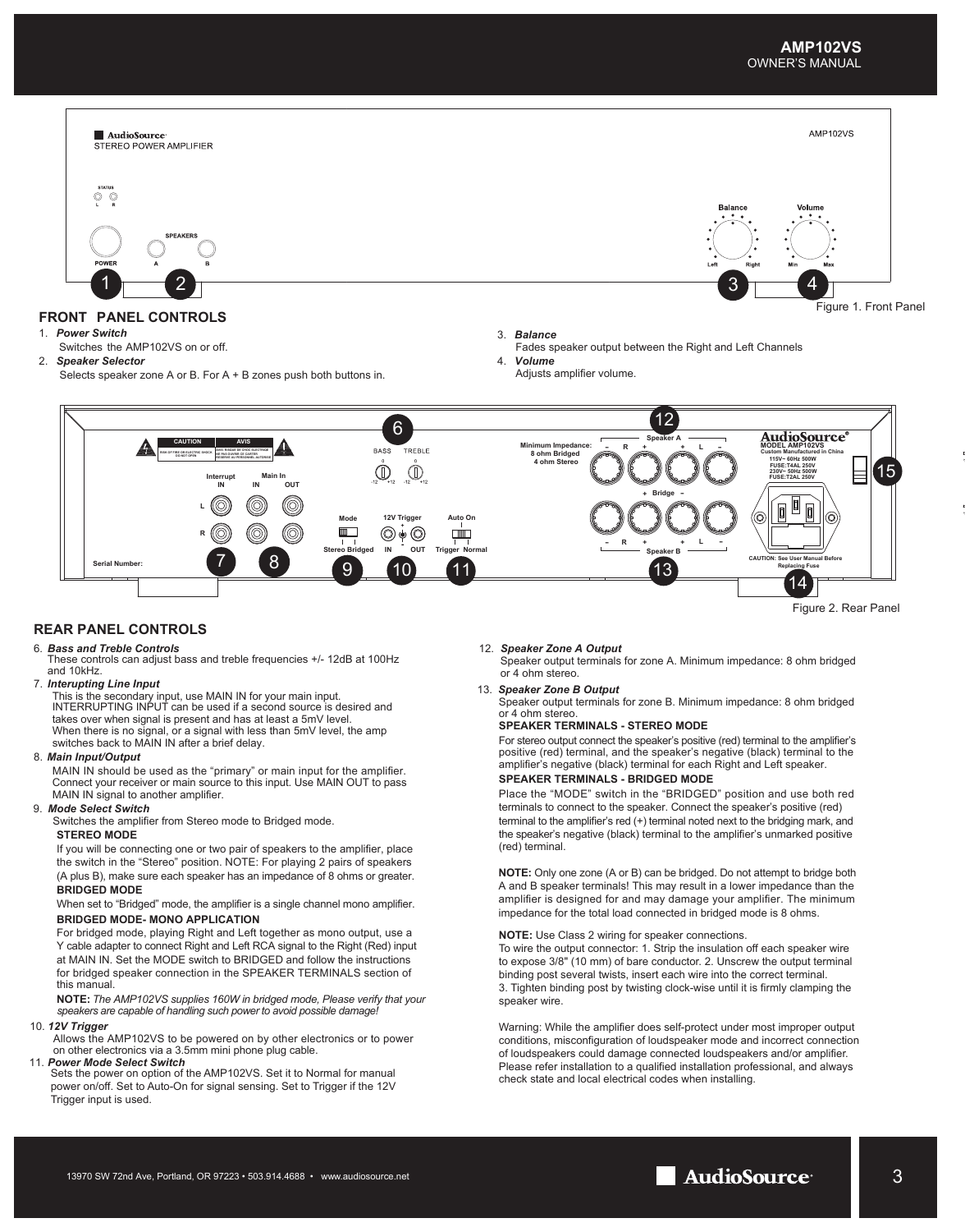## FRONT PANEL CONTROLS

1. ***Power Switch***
   Switches the AMP102VS on or off.
2. ***Speaker Selector***
   Selects speaker zone A or B. For A + B zones push both buttons in.
3. ***Balance***
   Fades speaker output between the Right and Left Channels
4. ***Volume***
   Adjusts amplifier volume.

Figure 1. Front Panel

Figure 2. Rear Panel

## REAR PANEL CONTROLS

6. ***Bass and Treble Controls***
   These controls can adjust bass and treble frequencies +/- 12dB at 100Hz and 10kHz.
7. ***Interupting Line Input***
   This is the secondary input, use MAIN IN for your main input. INTERRUPTING INPUT can be used if a second source is desired and takes over when signal is present and has at least a 5mV level. When there is no signal, or a signal with less than 5mV level, the amp switches back to MAIN IN after a brief delay.
8. ***Main Input/Output***
   MAIN IN should be used as the "primary" or main input for the amplifier. Connect your receiver or main source to this input. Use MAIN OUT to pass MAIN IN signal to another amplifier.
9. ***Mode Select Switch***
   Switches the amplifier from Stereo mode to Bridged mode.

   **STEREO MODE**

   If you will be connecting one or two pair of speakers to the amplifier, place the switch in the "Stereo" position. NOTE: For playing 2 pairs of speakers (A plus B), make sure each speaker has an impedance of 8 ohms or greater.

   **BRIDGED MODE**

   When set to "Bridged" mode, the amplifier is a single channel mono amplifier.

   **BRIDGED MODE- MONO APPLICATION**

   For bridged mode, playing Right and Left together as mono output, use a Y cable adapter to connect Right and Left RCA signal to the Right (Red) input at MAIN IN. Set the MODE switch to BRIDGED and follow the instructions for bridged speaker connection in the SPEAKER TERMINALS section of this manual.

   **NOTE:** *The AMP102VS supplies 160W in bridged mode, Please verify that your speakers are capable of handling such power to avoid possible damage!*
10. ***12V Trigger***
    Allows the AMP102VS to be powered on by other electronics or to power on other electronics via a 3.5mm mini phone plug cable.
11. ***Power Mode Select Switch***
    Sets the power on option of the AMP102VS. Set it to Normal for manual power on/off. Set to Auto-On for signal sensing. Set to Trigger if the 12V Trigger input is used.
12. ***Speaker Zone A Output***
    Speaker output terminals for zone A. Minimum impedance: 8 ohm bridged or 4 ohm stereo.
13. ***Speaker Zone B Output***
    Speaker output terminals for zone B. Minimum impedance: 8 ohm bridged or 4 ohm stereo.

**SPEAKER TERMINALS - STEREO MODE**

For stereo output connect the speaker's positive (red) terminal to the amplifier's positive (red) terminal, and the speaker's negative (black) terminal to the amplifier's negative (black) terminal for each Right and Left speaker.

**SPEAKER TERMINALS - BRIDGED MODE**

Place the "MODE" switch in the "BRIDGED" position and use both red terminals to connect to the speaker. Connect the speaker's positive (red) terminal to the amplifier's red (+) terminal noted next to the bridging mark, and the speaker's negative (black) terminal to the amplifier's unmarked positive (red) terminal.

**NOTE:** Only one zone (A or B) can be bridged. Do not attempt to bridge both A and B speaker terminals! This may result in a lower impedance than the amplifier is designed for and may damage your amplifier. The minimum impedance for the total load connected in bridged mode is 8 ohms.

**NOTE:** Use Class 2 wiring for speaker connections.
To wire the output connector: 1. Strip the insulation off each speaker wire to expose 3/8" (10 mm) of bare conductor. 2. Unscrew the output terminal binding post several twists, insert each wire into the correct terminal. 3. Tighten binding post by twisting clock-wise until it is firmly clamping the speaker wire.

Warning: While the amplifier does self-protect under most improper output conditions, misconfiguration of loudspeaker mode and incorrect connection of loudspeakers could damage connected loudspeakers and/or amplifier. Please refer installation to a qualified installation professional, and always check state and local electrical codes when installing.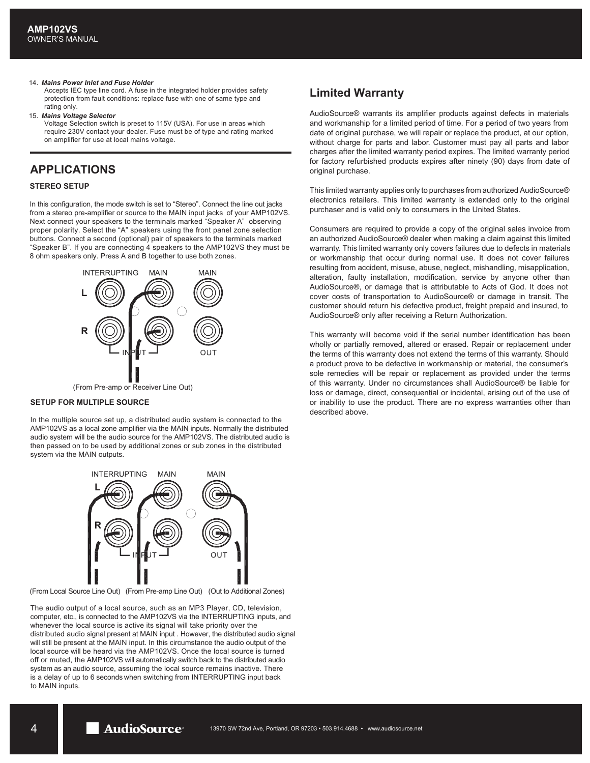14. ***Mains Power Inlet and Fuse Holder***
    Accepts IEC type line cord. A fuse in the integrated holder provides safety protection from fault conditions: replace fuse with one of same type and rating only.
15. ***Mains Voltage Selector***
    Voltage Selection switch is preset to 115V (USA). For use in areas which require 230V contact your dealer. Fuse must be of type and rating marked on amplifier for use at local mains voltage.

## APPLICATIONS

### STEREO SETUP

In this configuration, the mode switch is set to "Stereo". Connect the line out jacks from a stereo pre-amplifier or source to the MAIN input jacks of your AMP102VS. Next connect your speakers to the terminals marked "Speaker A" observing proper polarity. Select the "A" speakers using the front panel zone selection buttons. Connect a second (optional) pair of speakers to the terminals marked "Speaker B". If you are connecting 4 speakers to the AMP102VS they must be 8 ohm speakers only. Press A and B together to use both zones.

INTERRUPTING MAIN MAIN
L
R
INPUT
OUT

(From Pre-amp or Receiver Line Out)

### SETUP FOR MULTIPLE SOURCE

In the multiple source set up, a distributed audio system is connected to the AMP102VS as a local zone amplifier via the MAIN inputs. Normally the distributed audio system will be the audio source for the AMP102VS. The distributed audio is then passed on to be used by additional zones or sub zones in the distributed system via the MAIN outputs.

INTERRUPTING MAIN MAIN
L
R
INPUT
OUT

(From Local Source Line Out) (From Pre-amp Line Out) (Out to Additional Zones)

The audio output of a local source, such as an MP3 Player, CD, television, computer, etc., is connected to the AMP102VS via the INTERRUPTING inputs, and whenever the local source is active its signal will take priority over the distributed audio signal present at MAIN input . However, the distributed audio signal will still be present at the MAIN input. In this circumstance the audio output of the local source will be heard via the AMP102VS. Once the local source is turned off or muted, the AMP102VS will automatically switch back to the distributed audio system as an audio source, assuming the local source remains inactive. There is a delay of up to 6 seconds when switching from INTERRUPTING input back to MAIN inputs.

## Limited Warranty

AudioSource® warrants its amplifier products against defects in materials and workmanship for a limited period of time. For a period of two years from date of original purchase, we will repair or replace the product, at our option, without charge for parts and labor. Customer must pay all parts and labor charges after the limited warranty period expires. The limited warranty period for factory refurbished products expires after ninety (90) days from date of original purchase.

This limited warranty applies only to purchases from authorized AudioSource® electronics retailers. This limited warranty is extended only to the original purchaser and is valid only to consumers in the United States.

Consumers are required to provide a copy of the original sales invoice from an authorized AudioSource® dealer when making a claim against this limited warranty. This limited warranty only covers failures due to defects in materials or workmanship that occur during normal use. It does not cover failures resulting from accident, misuse, abuse, neglect, mishandling, misapplication, alteration, faulty installation, modification, service by anyone other than AudioSource®, or damage that is attributable to Acts of God. It does not cover costs of transportation to AudioSource® or damage in transit. The customer should return his defective product, freight prepaid and insured, to AudioSource® only after receiving a Return Authorization.

This warranty will become void if the serial number identification has been wholly or partially removed, altered or erased. Repair or replacement under the terms of this warranty does not extend the terms of this warranty. Should a product prove to be defective in workmanship or material, the consumer's sole remedies will be repair or replacement as provided under the terms of this warranty. Under no circumstances shall AudioSource® be liable for loss or damage, direct, consequential or incidental, arising out of the use of or inability to use the product. There are no express warranties other than described above.

AudioSource 13970 SW 72nd Ave, Portland, OR 97203 • 503.914.4688 • www.audiosource.net